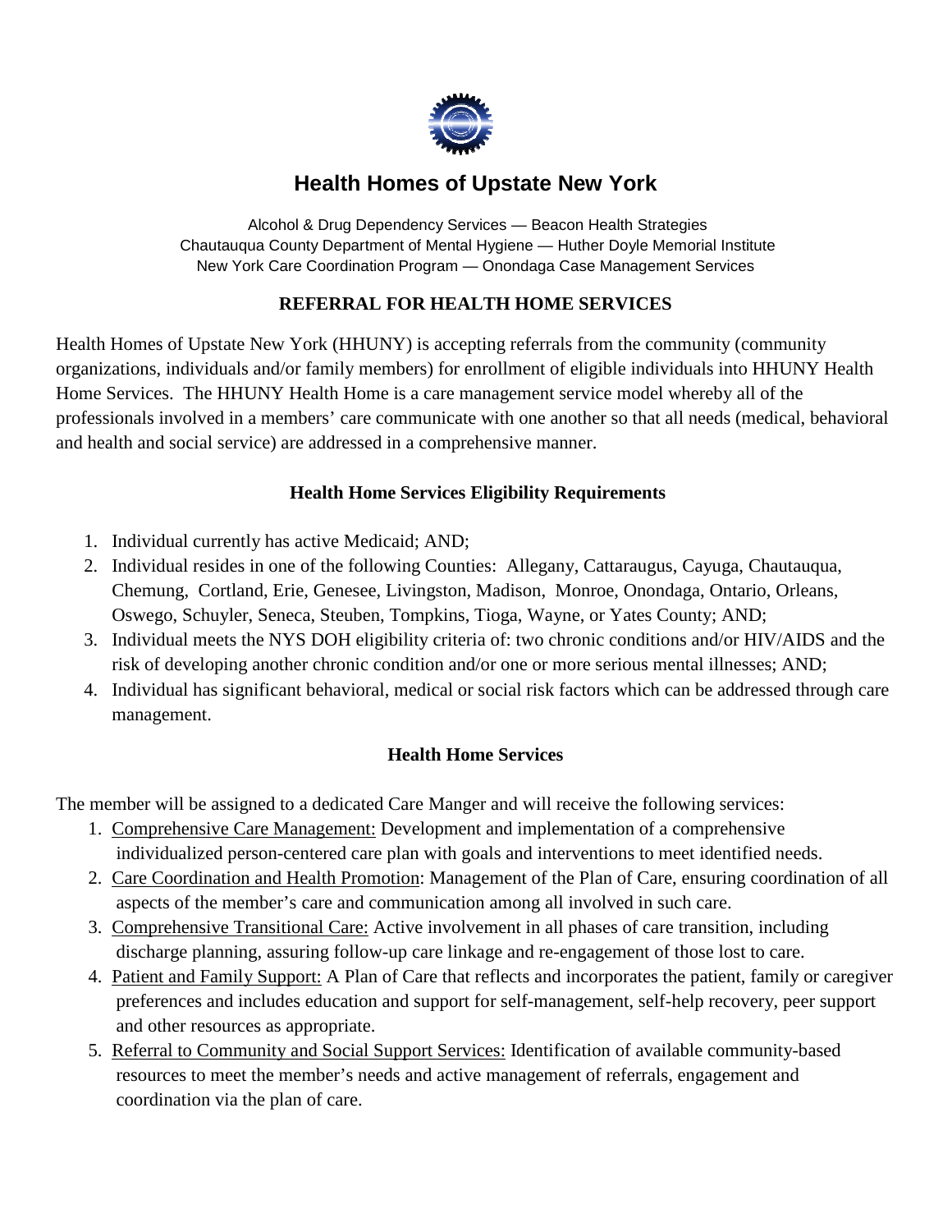# Health Homes of Upstate New York

Alcohol & Drug Dependency Services — Beacon Health Strategies
Chautauqua County Department of Mental Hygiene — Huther Doyle Memorial Institute
New York Care Coordination Program — Onondaga Case Management Services

## REFERRAL FOR HEALTH HOME SERVICES

Health Homes of Upstate New York (HHUNY) is accepting referrals from the community (community organizations, individuals and/or family members) for enrollment of eligible individuals into HHUNY Health Home Services. The HHUNY Health Home is a care management service model whereby all of the professionals involved in a members' care communicate with one another so that all needs (medical, behavioral and health and social service) are addressed in a comprehensive manner.

### Health Home Services Eligibility Requirements

1. Individual currently has active Medicaid; AND;
2. Individual resides in one of the following Counties: Allegany, Cattaraugus, Cayuga, Chautauqua, Chemung, Cortland, Erie, Genesee, Livingston, Madison, Monroe, Onondaga, Ontario, Orleans, Oswego, Schuyler, Seneca, Steuben, Tompkins, Tioga, Wayne, or Yates County; AND;
3. Individual meets the NYS DOH eligibility criteria of: two chronic conditions and/or HIV/AIDS and the risk of developing another chronic condition and/or one or more serious mental illnesses; AND;
4. Individual has significant behavioral, medical or social risk factors which can be addressed through care management.

### Health Home Services

The member will be assigned to a dedicated Care Manger and will receive the following services:

1. Comprehensive Care Management: Development and implementation of a comprehensive individualized person-centered care plan with goals and interventions to meet identified needs.
2. Care Coordination and Health Promotion: Management of the Plan of Care, ensuring coordination of all aspects of the member's care and communication among all involved in such care.
3. Comprehensive Transitional Care: Active involvement in all phases of care transition, including discharge planning, assuring follow-up care linkage and re-engagement of those lost to care.
4. Patient and Family Support: A Plan of Care that reflects and incorporates the patient, family or caregiver preferences and includes education and support for self-management, self-help recovery, peer support and other resources as appropriate.
5. Referral to Community and Social Support Services: Identification of available community-based resources to meet the member's needs and active management of referrals, engagement and coordination via the plan of care.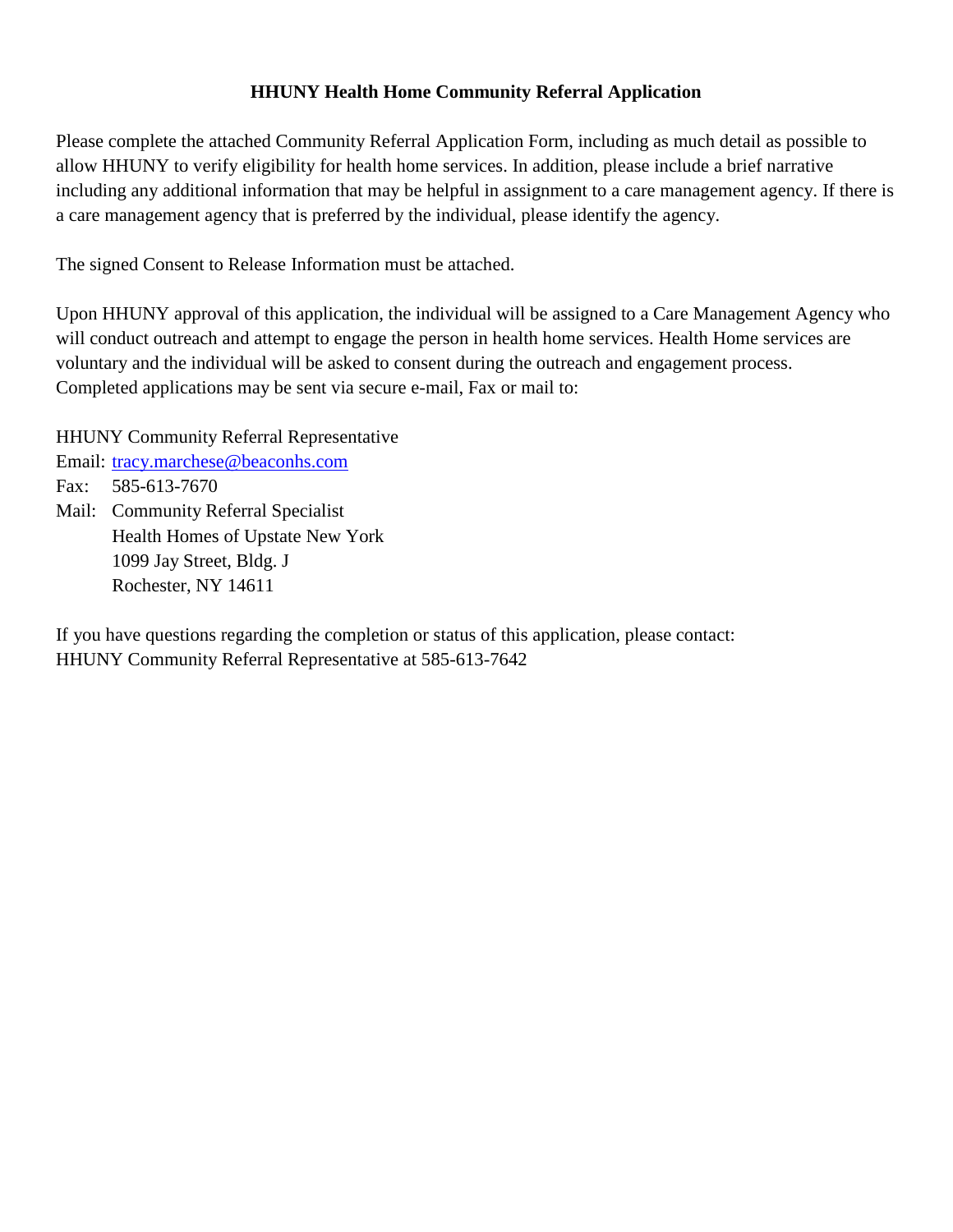# HHUNY Health Home Community Referral Application

Please complete the attached Community Referral Application Form, including as much detail as possible to allow HHUNY to verify eligibility for health home services. In addition, please include a brief narrative including any additional information that may be helpful in assignment to a care management agency. If there is a care management agency that is preferred by the individual, please identify the agency.

The signed Consent to Release Information must be attached.

Upon HHUNY approval of this application, the individual will be assigned to a Care Management Agency who will conduct outreach and attempt to engage the person in health home services. Health Home services are voluntary and the individual will be asked to consent during the outreach and engagement process. Completed applications may be sent via secure e-mail, Fax or mail to:

HHUNY Community Referral Representative
Email: tracy.marchese@beaconhs.com
Fax: 585-613-7670
Mail: Community Referral Specialist
Health Homes of Upstate New York
1099 Jay Street, Bldg. J
Rochester, NY 14611

If you have questions regarding the completion or status of this application, please contact:
HHUNY Community Referral Representative at 585-613-7642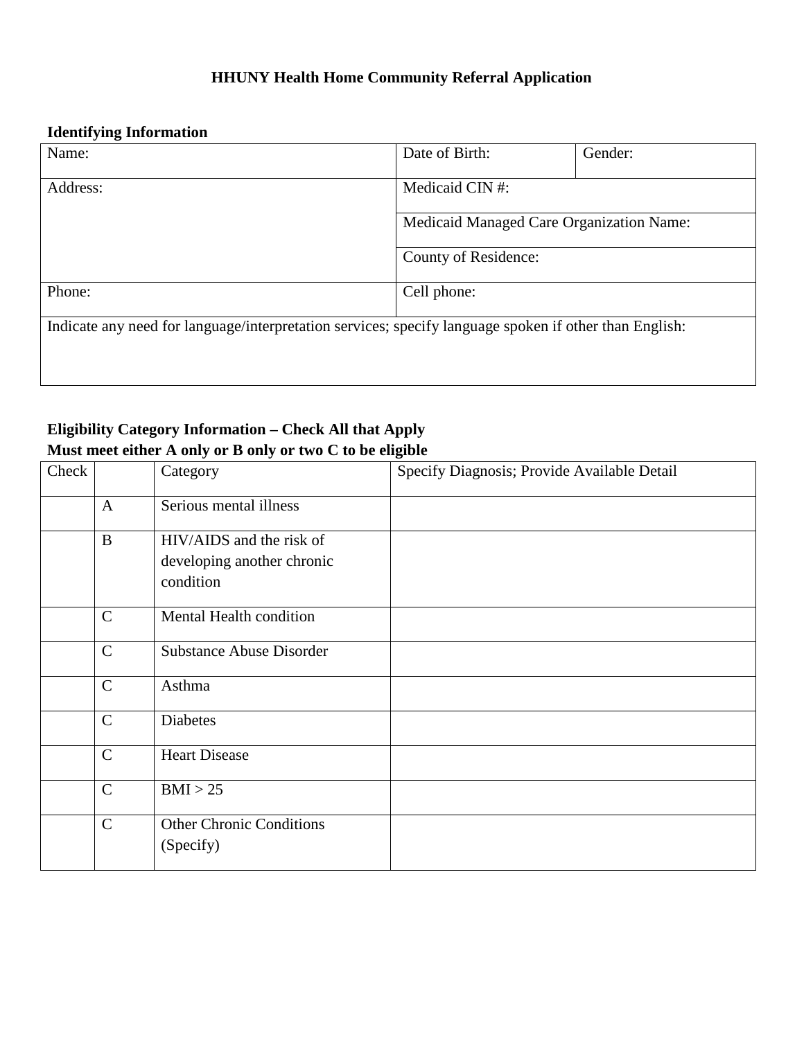**HHUNY Health Home Community Referral Application**

**Identifying Information**

| Name: | Date of Birth: | Gender: |
|---|---|---|
| Address: | Medicaid CIN #: | |
| | Medicaid Managed Care Organization Name: | |
| | County of Residence: | |
| Phone: | Cell phone: | |
| Indicate any need for language/interpretation services; specify language spoken if other than English: | | |

**Eligibility Category Information – Check All that Apply**
**Must meet either A only or B only or two C to be eligible**

| Check | | Category | Specify Diagnosis; Provide Available Detail |
|---|---|---|---|
| | A | Serious mental illness | |
| | B | HIV/AIDS and the risk of developing another chronic condition | |
| | C | Mental Health condition | |
| | C | Substance Abuse Disorder | |
| | C | Asthma | |
| | C | Diabetes | |
| | C | Heart Disease | |
| | C | BMI > 25 | |
| | C | Other Chronic Conditions (Specify) | |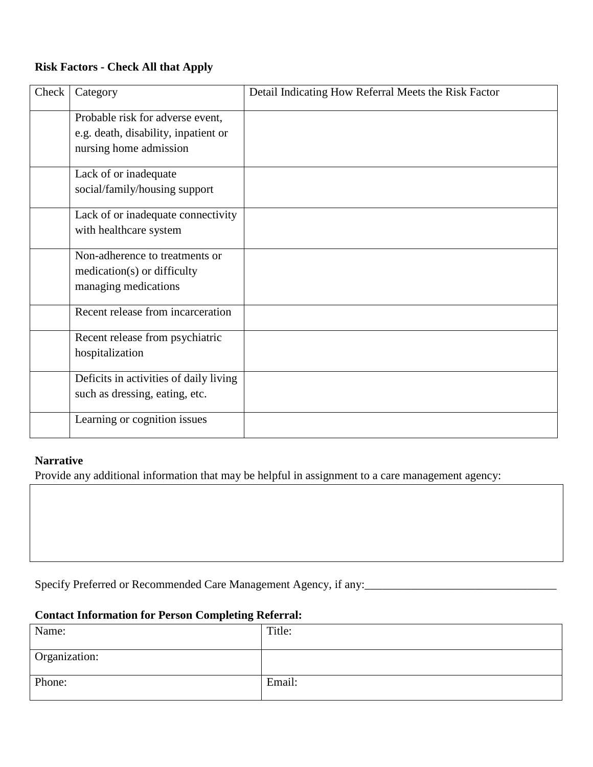**Risk Factors - Check All that Apply**

| Check | Category | Detail Indicating How Referral Meets the Risk Factor |
|---|---|---|
| | Probable risk for adverse event, e.g. death, disability, inpatient or nursing home admission | |
| | Lack of or inadequate social/family/housing support | |
| | Lack of or inadequate connectivity with healthcare system | |
| | Non-adherence to treatments or medication(s) or difficulty managing medications | |
| | Recent release from incarceration | |
| | Recent release from psychiatric hospitalization | |
| | Deficits in activities of daily living such as dressing, eating, etc. | |
| | Learning or cognition issues | |

**Narrative**

Provide any additional information that may be helpful in assignment to a care management agency:

| |
|---|
| |

Specify Preferred or Recommended Care Management Agency, if any:_________________________________

**Contact Information for Person Completing Referral:**

| | |
|---|---|
| Name: | Title: |
| Organization: | |
| Phone: | Email: |